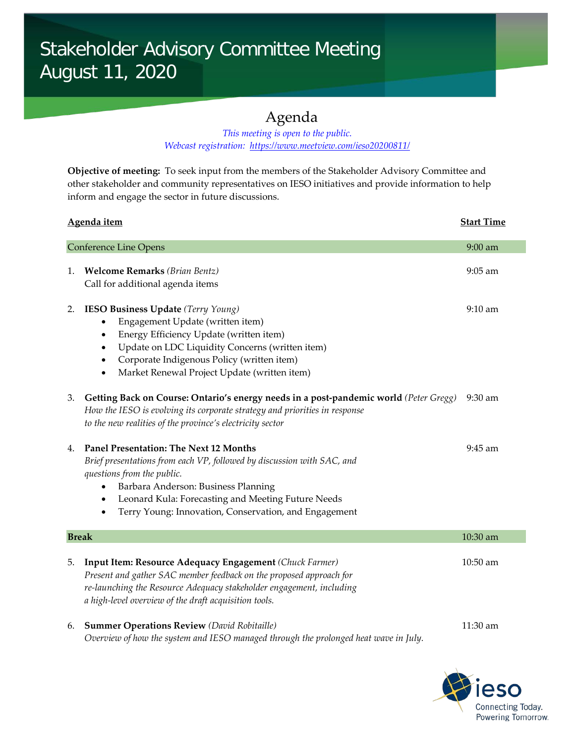# Stakeholder Advisory Committee Meeting
# August 11, 2020

## Agenda

*This meeting is open to the public.*
*Webcast registration: https://www.meetview.com/ieso20200811/*

**Objective of meeting:** To seek input from the members of the Stakeholder Advisory Committee and other stakeholder and community representatives on IESO initiatives and provide information to help inform and engage the sector in future discussions.

| Agenda item | Start Time |
|---|---|
| Conference Line Opens | 9:00 am |
| 1. **Welcome Remarks** *(Brian Bentz)*<br>Call for additional agenda items | 9:05 am |
| 2. **IESO Business Update** *(Terry Young)*<br>• Engagement Update (written item)<br>• Energy Efficiency Update (written item)<br>• Update on LDC Liquidity Concerns (written item)<br>• Corporate Indigenous Policy (written item)<br>• Market Renewal Project Update (written item) | 9:10 am |
| 3. **Getting Back on Course: Ontario's energy needs in a post-pandemic world** *(Peter Gregg)*<br>*How the IESO is evolving its corporate strategy and priorities in response to the new realities of the province's electricity sector* | 9:30 am |
| 4. **Panel Presentation: The Next 12 Months**<br>*Brief presentations from each VP, followed by discussion with SAC, and questions from the public.*<br>• Barbara Anderson: Business Planning<br>• Leonard Kula: Forecasting and Meeting Future Needs<br>• Terry Young: Innovation, Conservation, and Engagement | 9:45 am |
| **Break** | 10:30 am |
| 5. **Input Item: Resource Adequacy Engagement** *(Chuck Farmer)*<br>*Present and gather SAC member feedback on the proposed approach for re-launching the Resource Adequacy stakeholder engagement, including a high-level overview of the draft acquisition tools.* | 10:50 am |
| 6. **Summer Operations Review** *(David Robitaille)*<br>*Overview of how the system and IESO managed through the prolonged heat wave in July.* | 11:30 am |

ieso
Connecting Today.
Powering Tomorrow.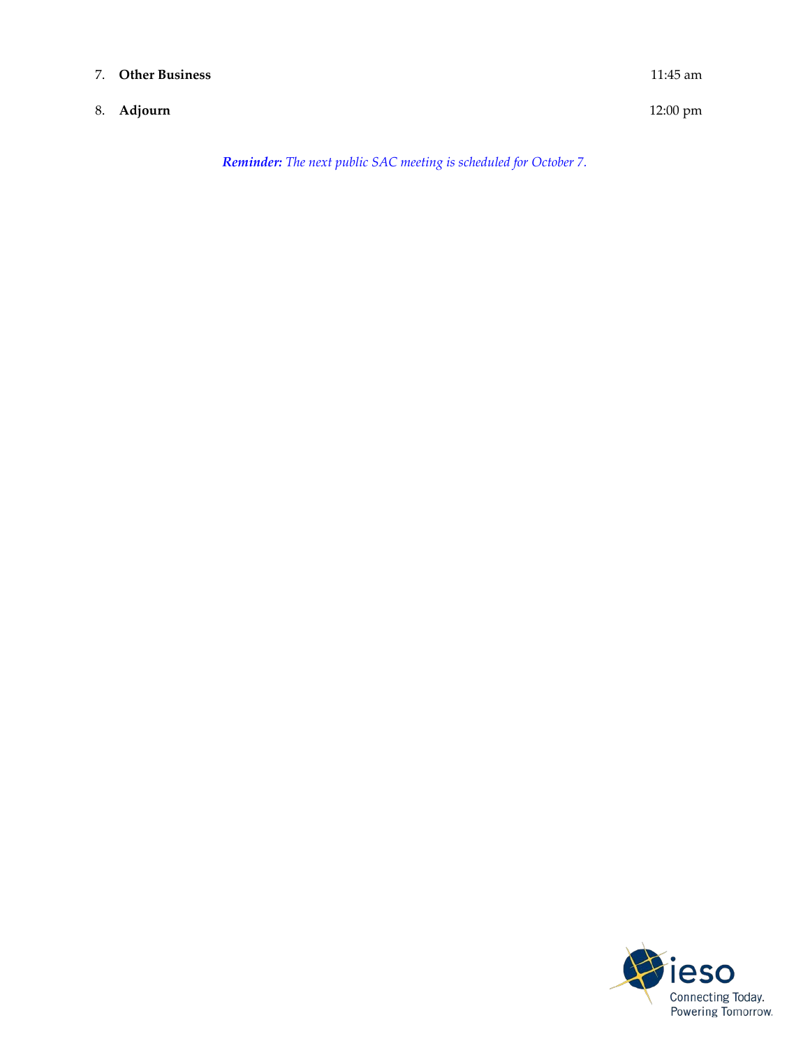7. **Other Business** 11:45 am

8. **Adjourn** 12:00 pm

***Reminder:*** *The next public SAC meeting is scheduled for October 7.*